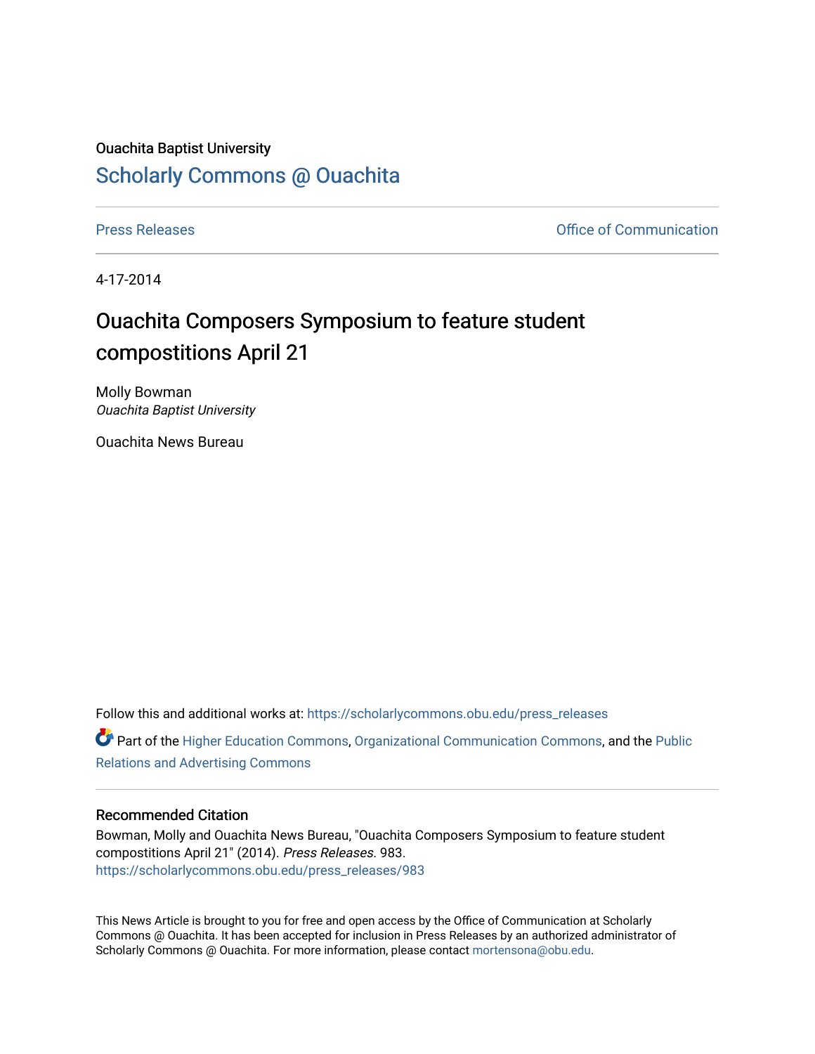Ouachita Baptist University

# Scholarly Commons @ Ouachita

Press Releases | Office of Communication

4-17-2014

## Ouachita Composers Symposium to feature student compostitions April 21

Molly Bowman
*Ouachita Baptist University*

Ouachita News Bureau

Follow this and additional works at: https://scholarlycommons.obu.edu/press_releases

Part of the Higher Education Commons, Organizational Communication Commons, and the Public Relations and Advertising Commons

### Recommended Citation

Bowman, Molly and Ouachita News Bureau, "Ouachita Composers Symposium to feature student compostitions April 21" (2014). *Press Releases*. 983.
https://scholarlycommons.obu.edu/press_releases/983

This News Article is brought to you for free and open access by the Office of Communication at Scholarly Commons @ Ouachita. It has been accepted for inclusion in Press Releases by an authorized administrator of Scholarly Commons @ Ouachita. For more information, please contact mortensona@obu.edu.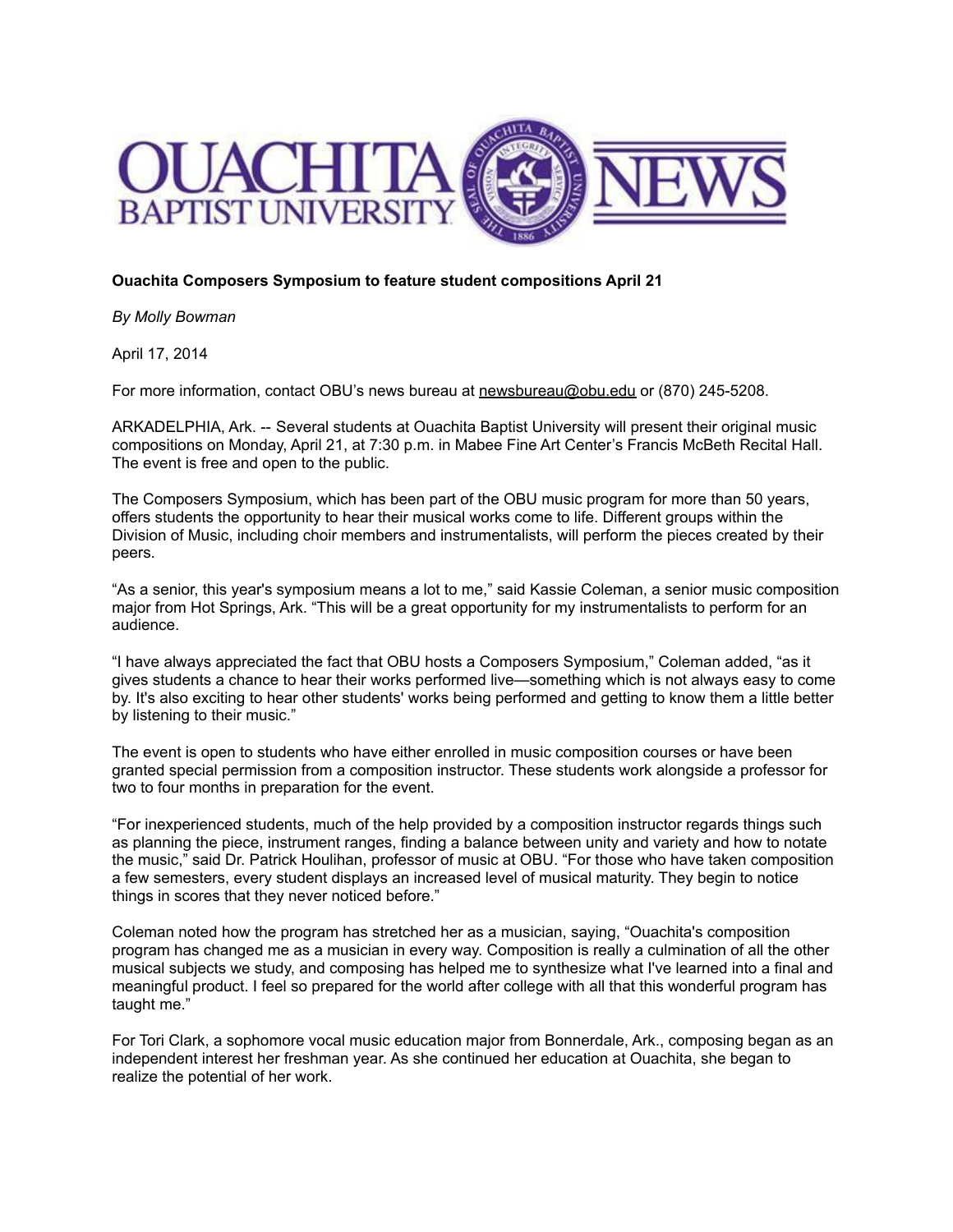# OUACHITA BAPTIST UNIVERSITY NEWS

**Ouachita Composers Symposium to feature student compositions April 21**

*By Molly Bowman*

April 17, 2014

For more information, contact OBU's news bureau at newsbureau@obu.edu or (870) 245-5208.

ARKADELPHIA, Ark. -- Several students at Ouachita Baptist University will present their original music compositions on Monday, April 21, at 7:30 p.m. in Mabee Fine Art Center's Francis McBeth Recital Hall. The event is free and open to the public.

The Composers Symposium, which has been part of the OBU music program for more than 50 years, offers students the opportunity to hear their musical works come to life. Different groups within the Division of Music, including choir members and instrumentalists, will perform the pieces created by their peers.

"As a senior, this year's symposium means a lot to me," said Kassie Coleman, a senior music composition major from Hot Springs, Ark. "This will be a great opportunity for my instrumentalists to perform for an audience.

"I have always appreciated the fact that OBU hosts a Composers Symposium," Coleman added, "as it gives students a chance to hear their works performed live—something which is not always easy to come by. It's also exciting to hear other students' works being performed and getting to know them a little better by listening to their music."

The event is open to students who have either enrolled in music composition courses or have been granted special permission from a composition instructor. These students work alongside a professor for two to four months in preparation for the event.

"For inexperienced students, much of the help provided by a composition instructor regards things such as planning the piece, instrument ranges, finding a balance between unity and variety and how to notate the music," said Dr. Patrick Houlihan, professor of music at OBU. "For those who have taken composition a few semesters, every student displays an increased level of musical maturity. They begin to notice things in scores that they never noticed before."

Coleman noted how the program has stretched her as a musician, saying, "Ouachita's composition program has changed me as a musician in every way. Composition is really a culmination of all the other musical subjects we study, and composing has helped me to synthesize what I've learned into a final and meaningful product. I feel so prepared for the world after college with all that this wonderful program has taught me."

For Tori Clark, a sophomore vocal music education major from Bonnerdale, Ark., composing began as an independent interest her freshman year. As she continued her education at Ouachita, she began to realize the potential of her work.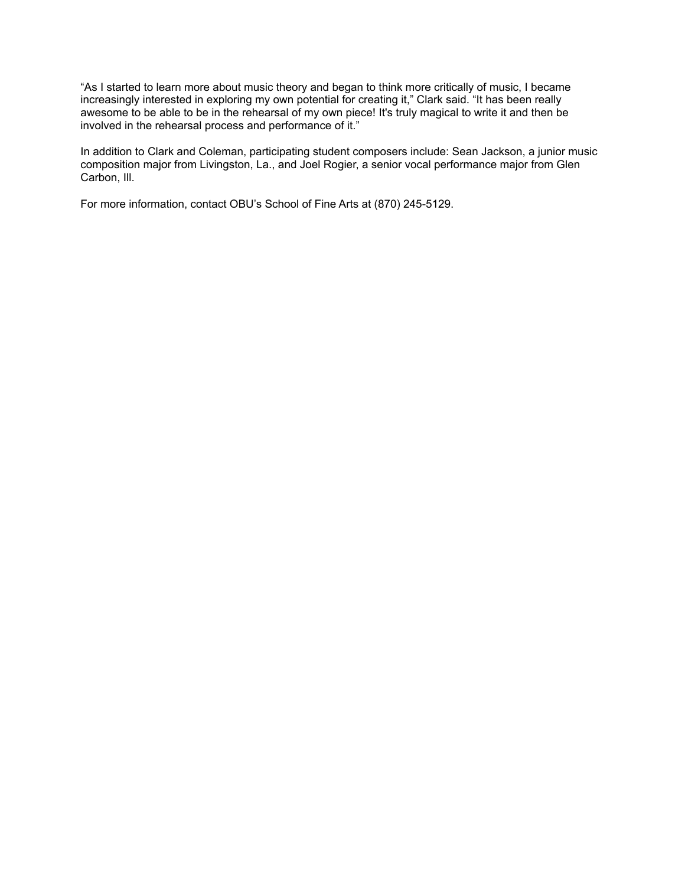“As I started to learn more about music theory and began to think more critically of music, I became increasingly interested in exploring my own potential for creating it,” Clark said. “It has been really awesome to be able to be in the rehearsal of my own piece! It's truly magical to write it and then be involved in the rehearsal process and performance of it.”

In addition to Clark and Coleman, participating student composers include: Sean Jackson, a junior music composition major from Livingston, La., and Joel Rogier, a senior vocal performance major from Glen Carbon, Ill.

For more information, contact OBU’s School of Fine Arts at (870) 245-5129.